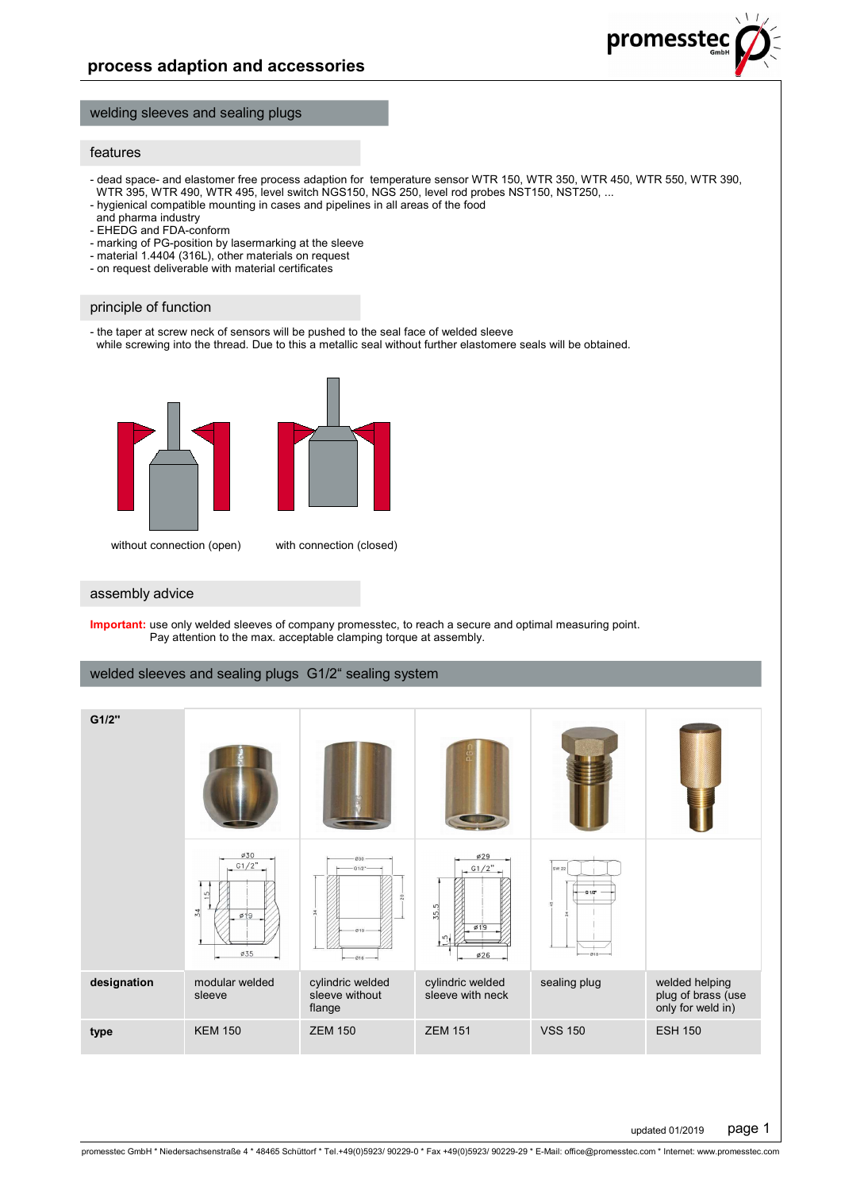## process adaption and accessories

### welding sleeves and sealing plugs

#### features

- dead space- and elastomer free process adaption for temperature sensor WTR 150, WTR 350, WTR 450, WTR 550, WTR 390, WTR 395, WTR 490, WTR 495, level switch NGS150, NGS 250, level rod probes NST150, NST250, ...
- hygienical compatible mounting in cases and pipelines in all areas of the food and pharma industry
- EHEDG and FDA-conform
- marking of PG-position by lasermarking at the sleeve
- material 1.4404 (316L), other materials on request
- on request deliverable with material certificates

#### principle of function

- the taper at screw neck of sensors will be pushed to the seal face of welded sleeve while screwing into the thread. Due to this a metallic seal without further elastomere seals will be obtained.

without connection (open) — with connection (closed)

#### assembly advice

**Important:** use only welded sleeves of company promesstec, to reach a secure and optimal measuring point. Pay attention to the max. acceptable clamping torque at assembly.

### welded sleeves and sealing plugs G1/2“ sealing system

| G1/2" | | | | | |
|---|---|---|---|---|---|
| **designation** | modular welded sleeve | cylindric welded sleeve without flange | cylindric welded sleeve with neck | sealing plug | welded helping plug of brass (use only for weld in) |
| **type** | KEM 150 | ZEM 150 | ZEM 151 | VSS 150 | ESH 150 |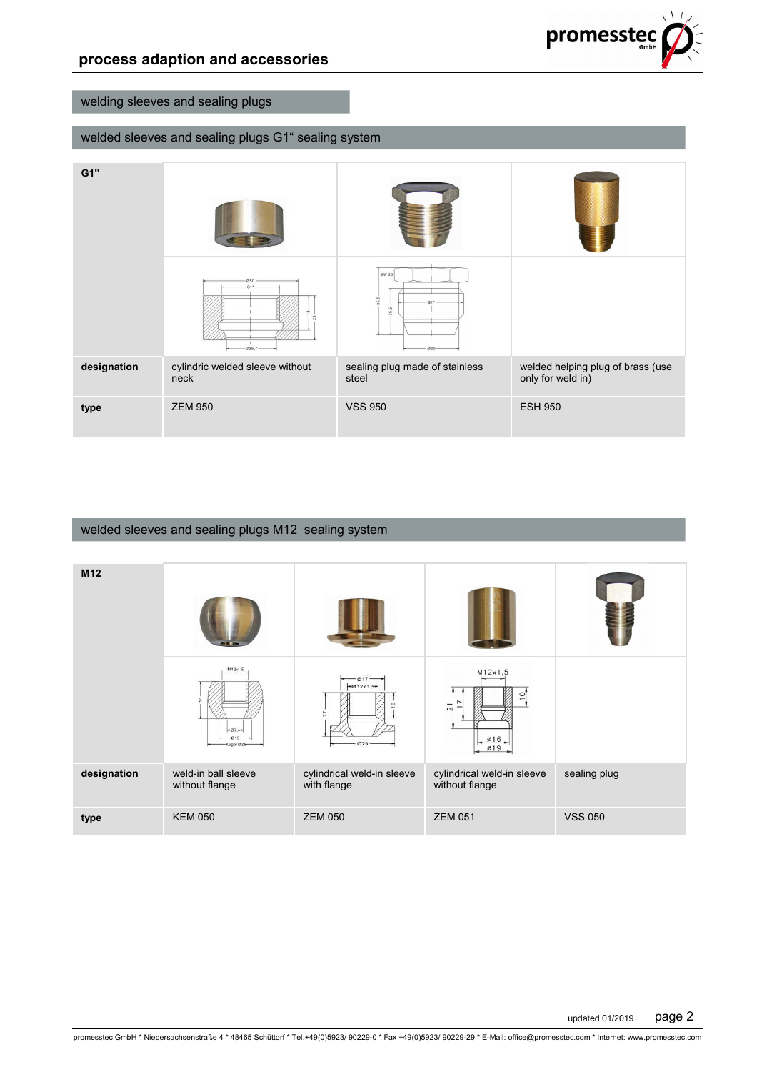## process adaption and accessories

### welding sleeves and sealing plugs

#### welded sleeves and sealing plugs G1“ sealing system

| G1" | | | |
|---|---|---|---|
| designation | cylindric welded sleeve without neck | sealing plug made of stainless steel | welded helping plug of brass (use only for weld in) |
| type | ZEM 950 | VSS 950 | ESH 950 |

#### welded sleeves and sealing plugs M12 sealing system

| M12 | | | | |
|---|---|---|---|---|
| designation | weld-in ball sleeve without flange | cylindrical weld-in sleeve with flange | cylindrical weld-in sleeve without flange | sealing plug |
| type | KEM 050 | ZEM 050 | ZEM 051 | VSS 050 |

updated 01/2019

promesstec GmbH * Niedersachsenstraße 4 * 48465 Schüttorf * Tel.+49(0)5923/ 90229-0 * Fax +49(0)5923/ 90229-29 * E-Mail: office@promesstec.com * Internet: www.promesstec.com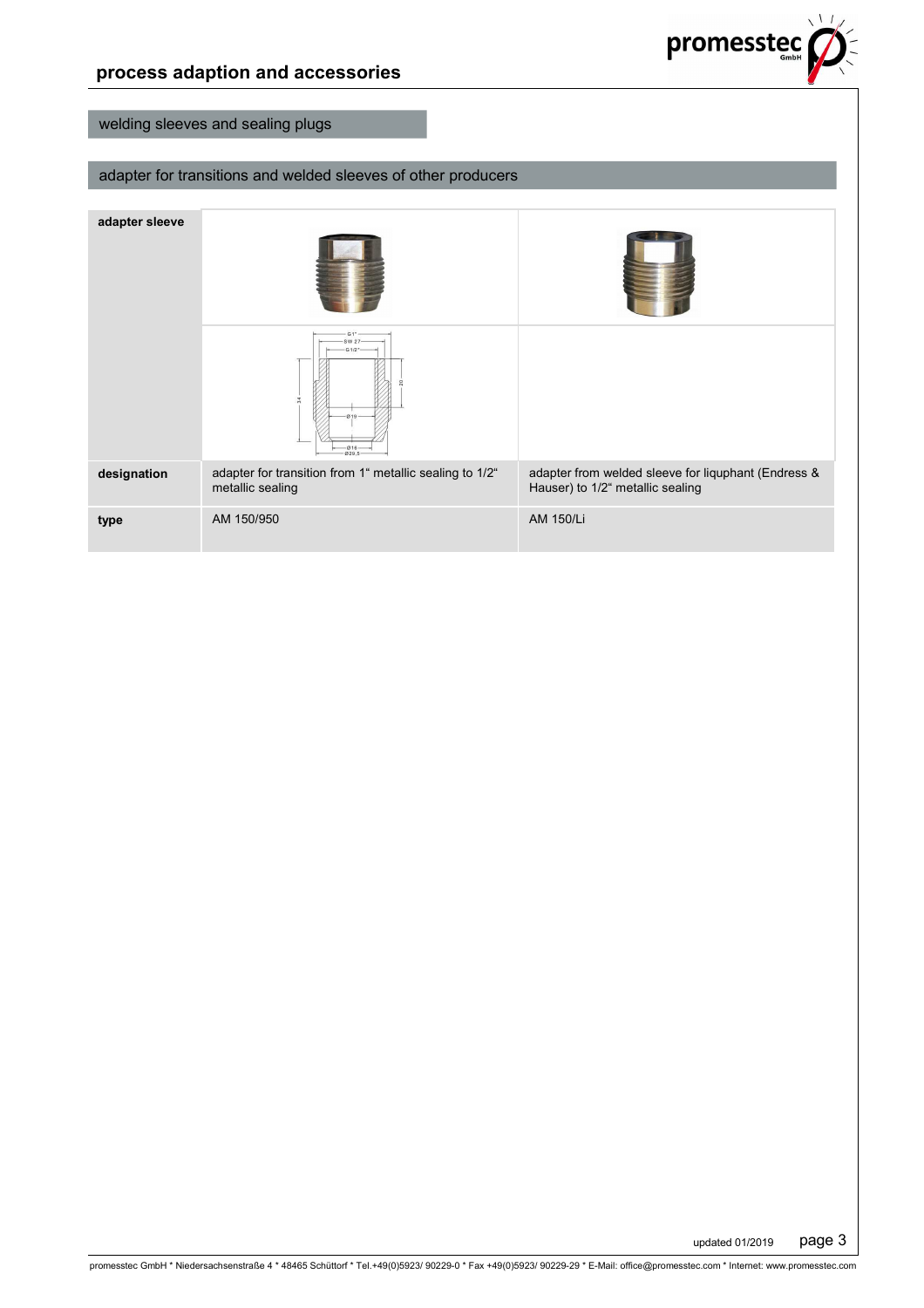## process adaption and accessories

### welding sleeves and sealing plugs

### adapter for transitions and welded sleeves of other producers

| | | |
|---|---|---|
| **adapter sleeve** | | |
| **designation** | adapter for transition from 1" metallic sealing to 1/2" metallic sealing | adapter from welded sleeve for liquphant (Endress & Hauser) to 1/2" metallic sealing |
| **type** | AM 150/950 | AM 150/Li |

updated 01/2019